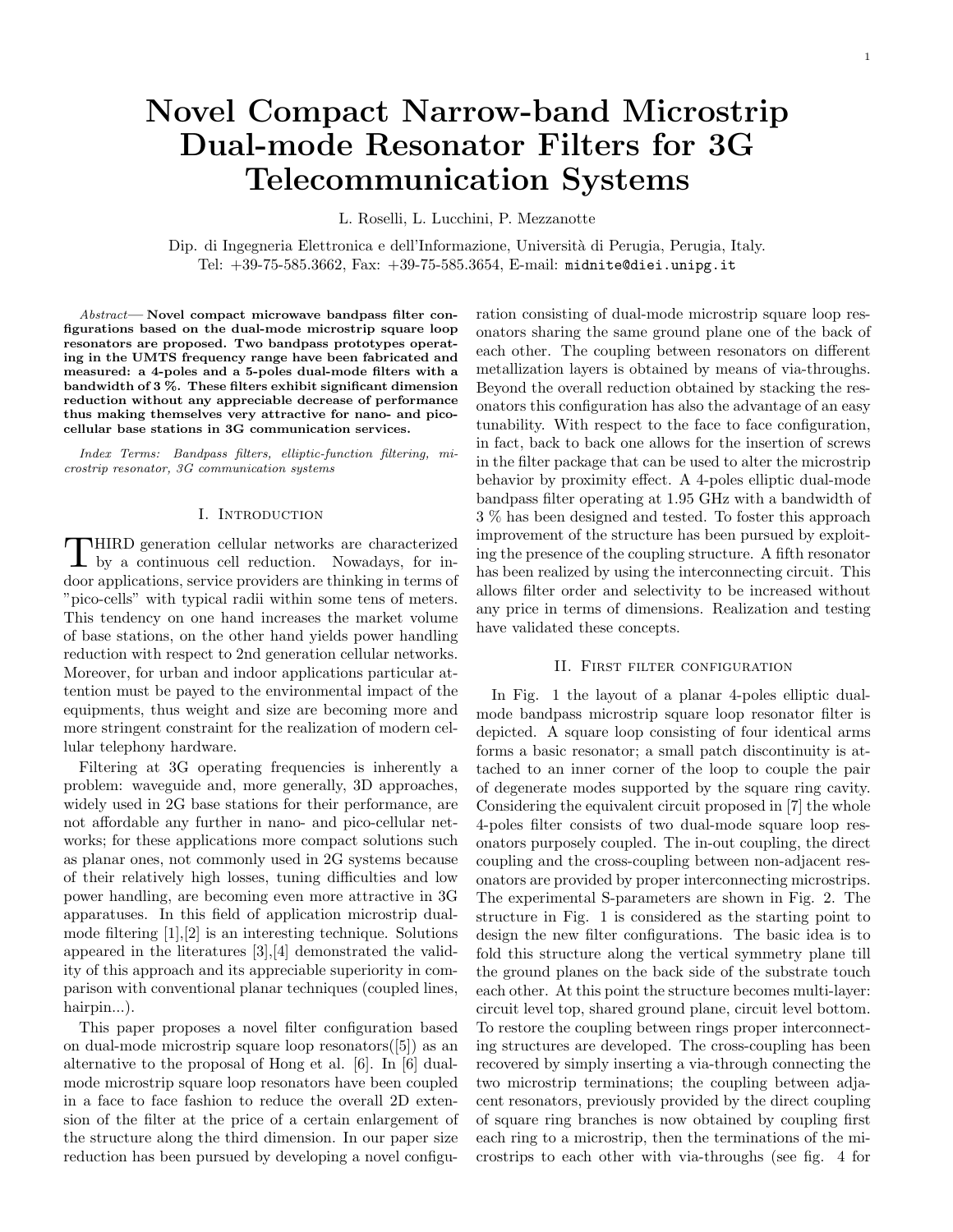# Novel Compact Narrow-band Microstrip Dual-mode Resonator Filters for 3G Telecommunication Systems

L. Roselli, L. Lucchini, P. Mezzanotte

Dip. di Ingegneria Elettronica e dell'Informazione, Università di Perugia, Perugia, Italy.
Tel: +39-75-585.3662, Fax: +39-75-585.3654, E-mail: midnite@diei.unipg.it

*Abstract*— **Novel compact microwave bandpass filter configurations based on the dual-mode microstrip square loop resonators are proposed. Two bandpass prototypes operating in the UMTS frequency range have been fabricated and measured: a 4-poles and a 5-poles dual-mode filters with a bandwidth of 3 %. These filters exhibit significant dimension reduction without any appreciable decrease of performance thus making themselves very attractive for nano- and picocellular base stations in 3G communication services.**

*Index Terms: Bandpass filters, elliptic-function filtering, microstrip resonator, 3G communication systems*

## I. Introduction

Third generation cellular networks are characterized by a continuous cell reduction. Nowadays, for indoor applications, service providers are thinking in terms of "pico-cells" with typical radii within some tens of meters. This tendency on one hand increases the market volume of base stations, on the other hand yields power handling reduction with respect to 2nd generation cellular networks. Moreover, for urban and indoor applications particular attention must be payed to the environmental impact of the equipments, thus weight and size are becoming more and more stringent constraint for the realization of modern cellular telephony hardware.

Filtering at 3G operating frequencies is inherently a problem: waveguide and, more generally, 3D approaches, widely used in 2G base stations for their performance, are not affordable any further in nano- and pico-cellular networks; for these applications more compact solutions such as planar ones, not commonly used in 2G systems because of their relatively high losses, tuning difficulties and low power handling, are becoming even more attractive in 3G apparatuses. In this field of application microstrip dual-mode filtering [1],[2] is an interesting technique. Solutions appeared in the literatures [3],[4] demonstrated the validity of this approach and its appreciable superiority in comparison with conventional planar techniques (coupled lines, hairpin...).

This paper proposes a novel filter configuration based on dual-mode microstrip square loop resonators([5]) as an alternative to the proposal of Hong et al. [6]. In [6] dual-mode microstrip square loop resonators have been coupled in a face to face fashion to reduce the overall 2D extension of the filter at the price of a certain enlargement of the structure along the third dimension. In our paper size reduction has been pursued by developing a novel configuration consisting of dual-mode microstrip square loop resonators sharing the same ground plane one of the back of each other. The coupling between resonators on different metallization layers is obtained by means of via-throughs. Beyond the overall reduction obtained by stacking the resonators this configuration has also the advantage of an easy tunability. With respect to the face to face configuration, in fact, back to back one allows for the insertion of screws in the filter package that can be used to alter the microstrip behavior by proximity effect. A 4-poles elliptic dual-mode bandpass filter operating at 1.95 GHz with a bandwidth of 3 % has been designed and tested. To foster this approach improvement of the structure has been pursued by exploiting the presence of the coupling structure. A fifth resonator has been realized by using the interconnecting circuit. This allows filter order and selectivity to be increased without any price in terms of dimensions. Realization and testing have validated these concepts.

## II. First filter configuration

In Fig. 1 the layout of a planar 4-poles elliptic dual-mode bandpass microstrip square loop resonator filter is depicted. A square loop consisting of four identical arms forms a basic resonator; a small patch discontinuity is attached to an inner corner of the loop to couple the pair of degenerate modes supported by the square ring cavity. Considering the equivalent circuit proposed in [7] the whole 4-poles filter consists of two dual-mode square loop resonators purposely coupled. The in-out coupling, the direct coupling and the cross-coupling between non-adjacent resonators are provided by proper interconnecting microstrips. The experimental S-parameters are shown in Fig. 2. The structure in Fig. 1 is considered as the starting point to design the new filter configurations. The basic idea is to fold this structure along the vertical symmetry plane till the ground planes on the back side of the substrate touch each other. At this point the structure becomes multi-layer: circuit level top, shared ground plane, circuit level bottom. To restore the coupling between rings proper interconnecting structures are developed. The cross-coupling has been recovered by simply inserting a via-through connecting the two microstrip terminations; the coupling between adjacent resonators, previously provided by the direct coupling of square ring branches is now obtained by coupling first each ring to a microstrip, then the terminations of the microstrips to each other with via-throughs (see fig. 4 for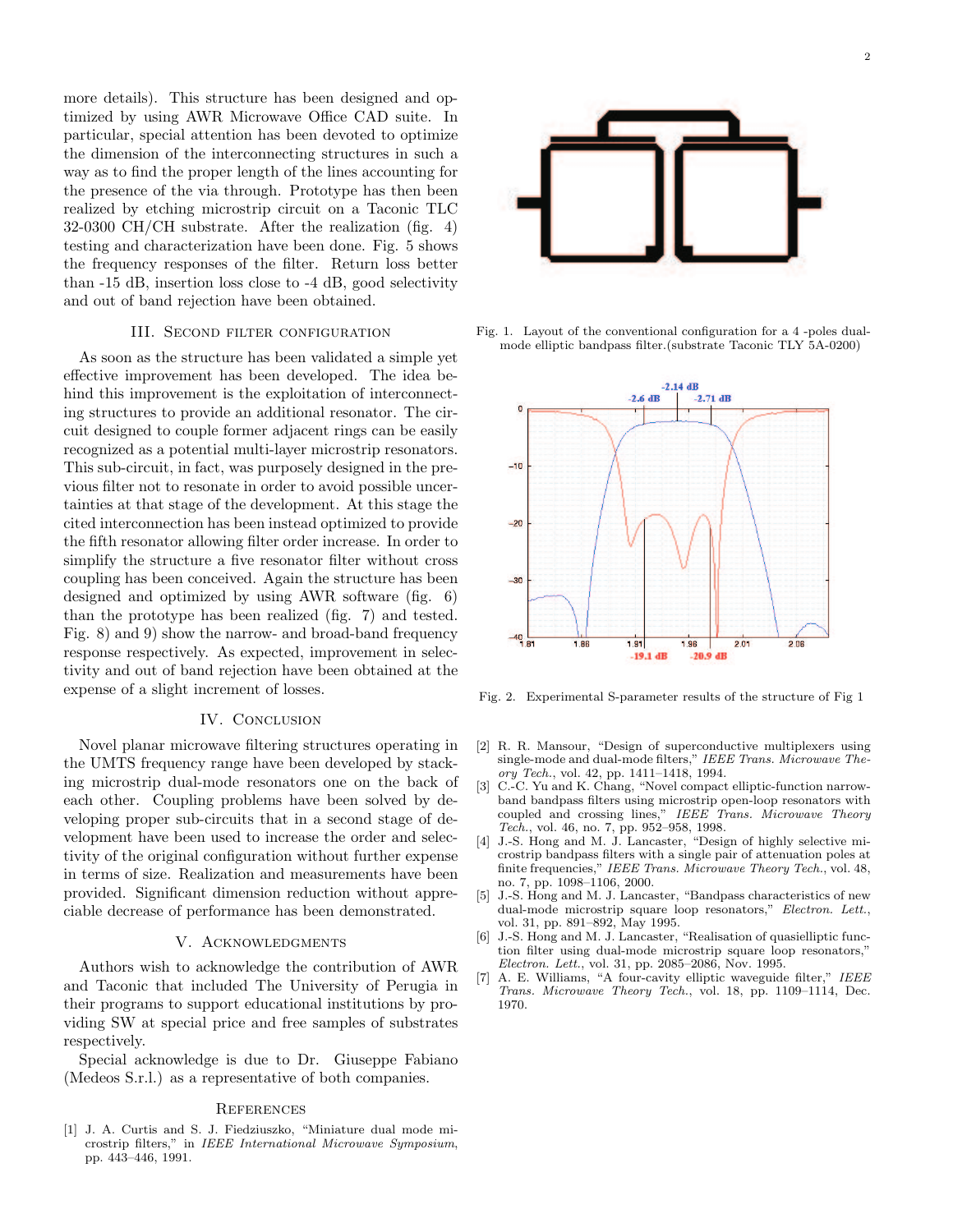more details). This structure has been designed and optimized by using AWR Microwave Office CAD suite. In particular, special attention has been devoted to optimize the dimension of the interconnecting structures in such a way as to find the proper length of the lines accounting for the presence of the via through. Prototype has then been realized by etching microstrip circuit on a Taconic TLC 32-0300 CH/CH substrate. After the realization (fig. 4) testing and characterization have been done. Fig. 5 shows the frequency responses of the filter. Return loss better than -15 dB, insertion loss close to -4 dB, good selectivity and out of band rejection have been obtained.

## III. Second filter configuration

As soon as the structure has been validated a simple yet effective improvement has been developed. The idea behind this improvement is the exploitation of interconnecting structures to provide an additional resonator. The circuit designed to couple former adjacent rings can be easily recognized as a potential multi-layer microstrip resonators. This sub-circuit, in fact, was purposely designed in the previous filter not to resonate in order to avoid possible uncertainties at that stage of the development. At this stage the cited interconnection has been instead optimized to provide the fifth resonator allowing filter order increase. In order to simplify the structure a five resonator filter without cross coupling has been conceived. Again the structure has been designed and optimized by using AWR software (fig. 6) than the prototype has been realized (fig. 7) and tested. Fig. 8) and 9) show the narrow- and broad-band frequency response respectively. As expected, improvement in selectivity and out of band rejection have been obtained at the expense of a slight increment of losses.

## IV. Conclusion

Novel planar microwave filtering structures operating in the UMTS frequency range have been developed by stacking microstrip dual-mode resonators one on the back of each other. Coupling problems have been solved by developing proper sub-circuits that in a second stage of development have been used to increase the order and selectivity of the original configuration without further expense in terms of size. Realization and measurements have been provided. Significant dimension reduction without appreciable decrease of performance has been demonstrated.

## V. Acknowledgments

Authors wish to acknowledge the contribution of AWR and Taconic that included The University of Perugia in their programs to support educational institutions by providing SW at special price and free samples of substrates respectively.

Special acknowledge is due to Dr. Giuseppe Fabiano (Medeos S.r.l.) as a representative of both companies.

Fig. 1. Layout of the conventional configuration for a 4 -poles dual-mode elliptic bandpass filter.(substrate Taconic TLY 5A-0200)

Fig. 2. Experimental S-parameter results of the structure of Fig 1

## References

[1] J. A. Curtis and S. J. Fiedziuszko, "Miniature dual mode microstrip filters," in *IEEE International Microwave Symposium*, pp. 443–446, 1991.

[2] R. R. Mansour, "Design of superconductive multiplexers using single-mode and dual-mode filters," *IEEE Trans. Microwave Theory Tech.*, vol. 42, pp. 1411–1418, 1994.

[3] C.-C. Yu and K. Chang, "Novel compact elliptic-function narrow-band bandpass filters using microstrip open-loop resonators with coupled and crossing lines," *IEEE Trans. Microwave Theory Tech.*, vol. 46, no. 7, pp. 952–958, 1998.

[4] J.-S. Hong and M. J. Lancaster, "Design of highly selective microstrip bandpass filters with a single pair of attenuation poles at finite frequencies," *IEEE Trans. Microwave Theory Tech.*, vol. 48, no. 7, pp. 1098–1106, 2000.

[5] J.-S. Hong and M. J. Lancaster, "Bandpass characteristics of new dual-mode microstrip square loop resonators," *Electron. Lett.*, vol. 31, pp. 891–892, May 1995.

[6] J.-S. Hong and M. J. Lancaster, "Realisation of quasielliptic function filter using dual-mode microstrip square loop resonators," *Electron. Lett.*, vol. 31, pp. 2085–2086, Nov. 1995.

[7] A. E. Williams, "A four-cavity elliptic waveguide filter," *IEEE Trans. Microwave Theory Tech.*, vol. 18, pp. 1109–1114, Dec. 1970.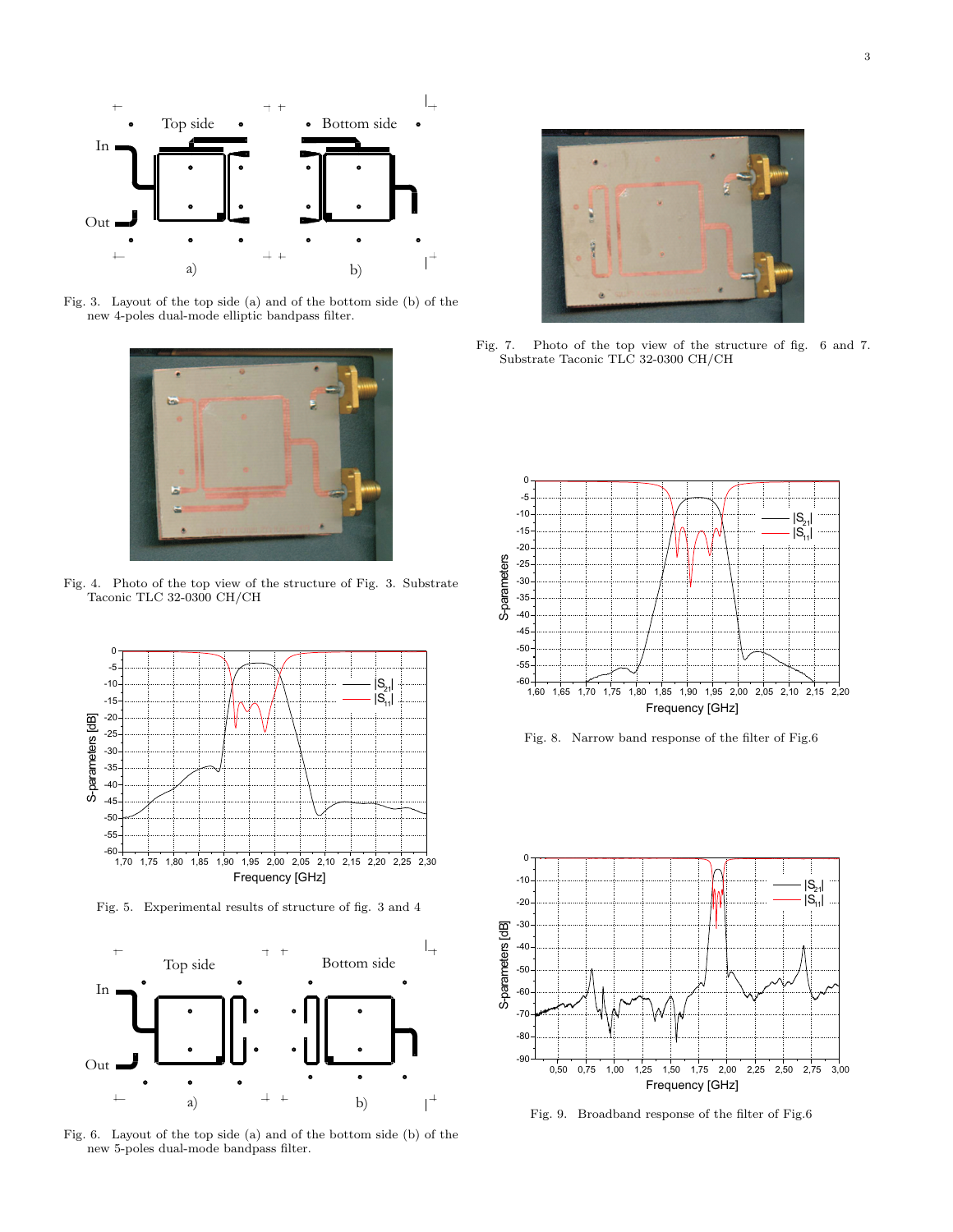Top side

Bottom side

In

Out

a)

b)

Fig. 3. Layout of the top side (a) and of the bottom side (b) of the new 4-poles dual-mode elliptic bandpass filter.

Fig. 4. Photo of the top view of the structure of Fig. 3. Substrate Taconic TLC 32-0300 CH/CH

S-parameters [dB]

0
-5
-10
-15
-20
-25
-30
-35
-40
-45
-50
-55
-60

1,70 1,75 1,80 1,85 1,90 1,95 2,00 2,05 2,10 2,15 2,20 2,25 2,30

Frequency [GHz]

|S21|
|S11|

Fig. 5. Experimental results of structure of fig. 3 and 4

Top side

Bottom side

In

Out

a)

b)

Fig. 6. Layout of the top side (a) and of the bottom side (b) of the new 5-poles dual-mode bandpass filter.

Fig. 7. Photo of the top view of the structure of fig. 6 and 7. Substrate Taconic TLC 32-0300 CH/CH

S-parameters

0
-5
-10
-15
-20
-25
-30
-35
-40
-45
-50
-55
-60

1,60 1,65 1,70 1,75 1,80 1,85 1,90 1,95 2,00 2,05 2,10 2,15 2,20

Frequency [GHz]

|S21|
|S11|

Fig. 8. Narrow band response of the filter of Fig.6

S-parameters [dB]

0
-10
-20
-30
-40
-50
-60
-70
-80
-90

0,50 0,75 1,00 1,25 1,50 1,75 2,00 2,25 2,50 2,75 3,00

Frequency [GHz]

|S21|
|S11|

Fig. 9. Broadband response of the filter of Fig.6